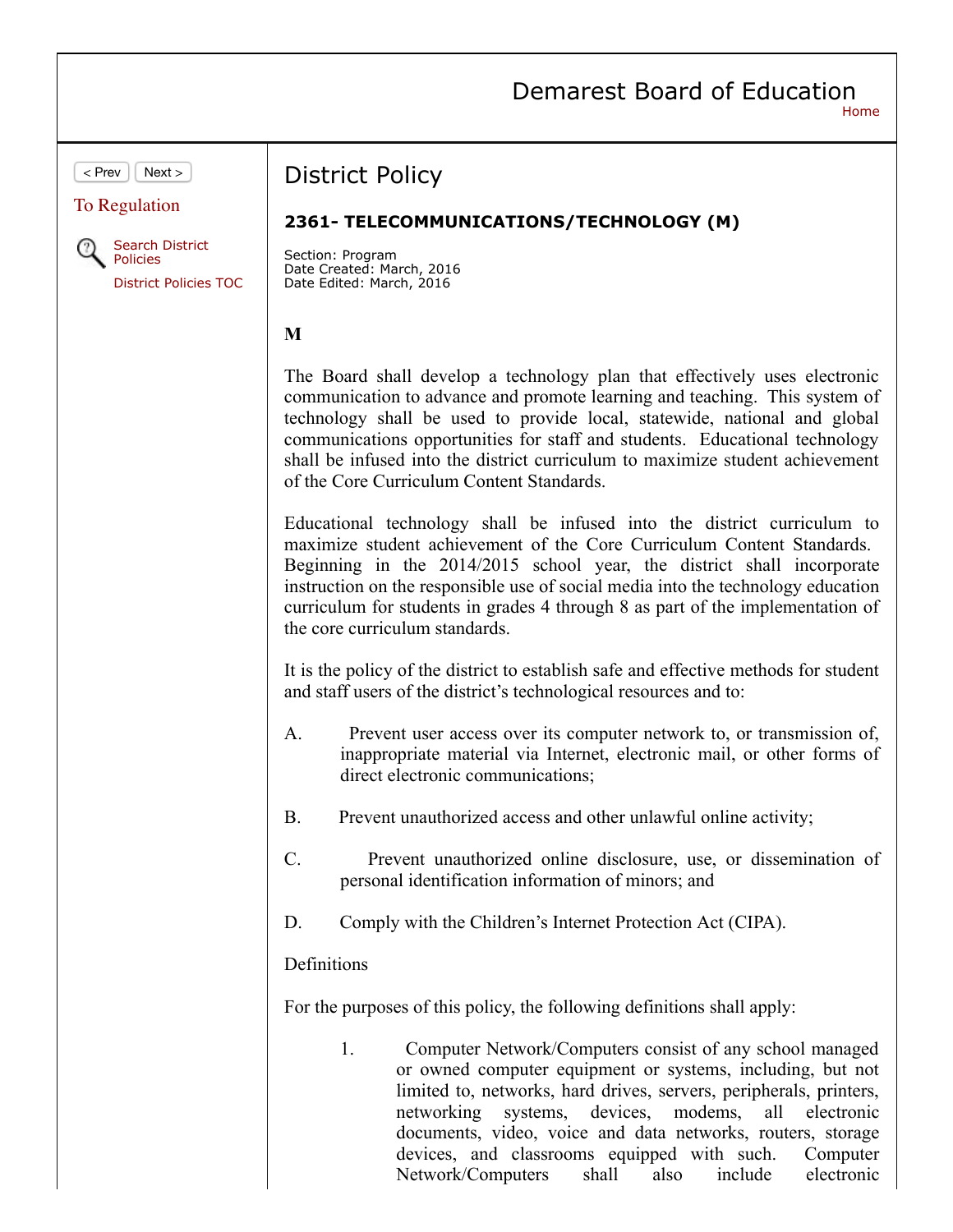# Demarest Board of Education

## District Policy

### 2361- TELECOMMUNICATIONS/TECHNOLOGY (M)

Section: Program
Date Created: March, 2016
Date Edited: March, 2016

**M**

The Board shall develop a technology plan that effectively uses electronic communication to advance and promote learning and teaching. This system of technology shall be used to provide local, statewide, national and global communications opportunities for staff and students. Educational technology shall be infused into the district curriculum to maximize student achievement of the Core Curriculum Content Standards.

Educational technology shall be infused into the district curriculum to maximize student achievement of the Core Curriculum Content Standards. Beginning in the 2014/2015 school year, the district shall incorporate instruction on the responsible use of social media into the technology education curriculum for students in grades 4 through 8 as part of the implementation of the core curriculum standards.

It is the policy of the district to establish safe and effective methods for student and staff users of the district's technological resources and to:

A. Prevent user access over its computer network to, or transmission of, inappropriate material via Internet, electronic mail, or other forms of direct electronic communications;

B. Prevent unauthorized access and other unlawful online activity;

C. Prevent unauthorized online disclosure, use, or dissemination of personal identification information of minors; and

D. Comply with the Children's Internet Protection Act (CIPA).

Definitions

For the purposes of this policy, the following definitions shall apply:

1. Computer Network/Computers consist of any school managed or owned computer equipment or systems, including, but not limited to, networks, hard drives, servers, peripherals, printers, networking systems, devices, modems, all electronic documents, video, voice and data networks, routers, storage devices, and classrooms equipped with such. Computer Network/Computers shall also include electronic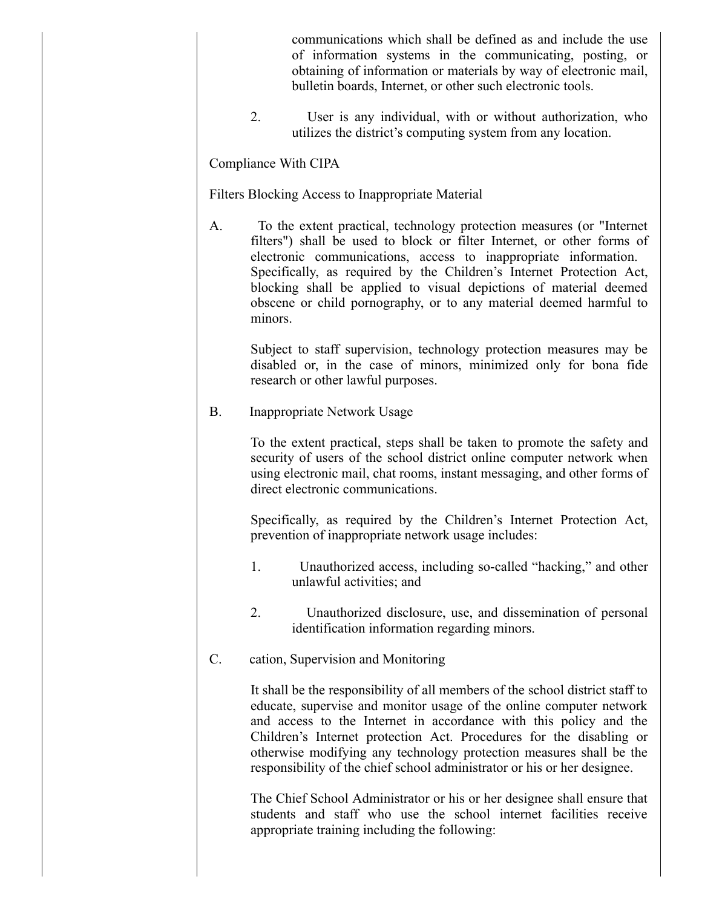communications which shall be defined as and include the use of information systems in the communicating, posting, or obtaining of information or materials by way of electronic mail, bulletin boards, Internet, or other such electronic tools.

2. User is any individual, with or without authorization, who utilizes the district's computing system from any location.

Compliance With CIPA

Filters Blocking Access to Inappropriate Material

A. To the extent practical, technology protection measures (or "Internet filters") shall be used to block or filter Internet, or other forms of electronic communications, access to inappropriate information. Specifically, as required by the Children's Internet Protection Act, blocking shall be applied to visual depictions of material deemed obscene or child pornography, or to any material deemed harmful to minors.

   Subject to staff supervision, technology protection measures may be disabled or, in the case of minors, minimized only for bona fide research or other lawful purposes.

B. Inappropriate Network Usage

   To the extent practical, steps shall be taken to promote the safety and security of users of the school district online computer network when using electronic mail, chat rooms, instant messaging, and other forms of direct electronic communications.

   Specifically, as required by the Children's Internet Protection Act, prevention of inappropriate network usage includes:

   1. Unauthorized access, including so-called "hacking," and other unlawful activities; and

   2. Unauthorized disclosure, use, and dissemination of personal identification information regarding minors.

C. cation, Supervision and Monitoring

   It shall be the responsibility of all members of the school district staff to educate, supervise and monitor usage of the online computer network and access to the Internet in accordance with this policy and the Children's Internet protection Act. Procedures for the disabling or otherwise modifying any technology protection measures shall be the responsibility of the chief school administrator or his or her designee.

   The Chief School Administrator or his or her designee shall ensure that students and staff who use the school internet facilities receive appropriate training including the following: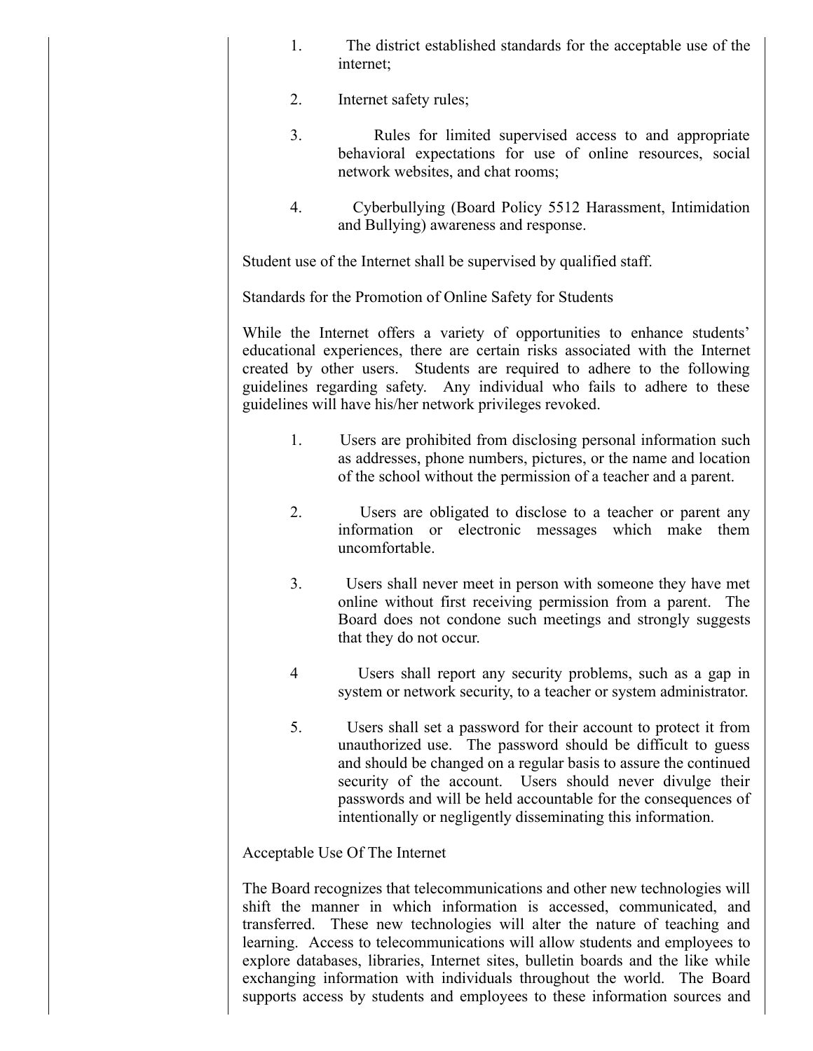1. The district established standards for the acceptable use of the internet;

2. Internet safety rules;

3. Rules for limited supervised access to and appropriate behavioral expectations for use of online resources, social network websites, and chat rooms;

4. Cyberbullying (Board Policy 5512 Harassment, Intimidation and Bullying) awareness and response.

Student use of the Internet shall be supervised by qualified staff.

Standards for the Promotion of Online Safety for Students

While the Internet offers a variety of opportunities to enhance students' educational experiences, there are certain risks associated with the Internet created by other users. Students are required to adhere to the following guidelines regarding safety. Any individual who fails to adhere to these guidelines will have his/her network privileges revoked.

1. Users are prohibited from disclosing personal information such as addresses, phone numbers, pictures, or the name and location of the school without the permission of a teacher and a parent.

2. Users are obligated to disclose to a teacher or parent any information or electronic messages which make them uncomfortable.

3. Users shall never meet in person with someone they have met online without first receiving permission from a parent. The Board does not condone such meetings and strongly suggests that they do not occur.

4 Users shall report any security problems, such as a gap in system or network security, to a teacher or system administrator.

5. Users shall set a password for their account to protect it from unauthorized use. The password should be difficult to guess and should be changed on a regular basis to assure the continued security of the account. Users should never divulge their passwords and will be held accountable for the consequences of intentionally or negligently disseminating this information.

Acceptable Use Of The Internet

The Board recognizes that telecommunications and other new technologies will shift the manner in which information is accessed, communicated, and transferred. These new technologies will alter the nature of teaching and learning. Access to telecommunications will allow students and employees to explore databases, libraries, Internet sites, bulletin boards and the like while exchanging information with individuals throughout the world. The Board supports access by students and employees to these information sources and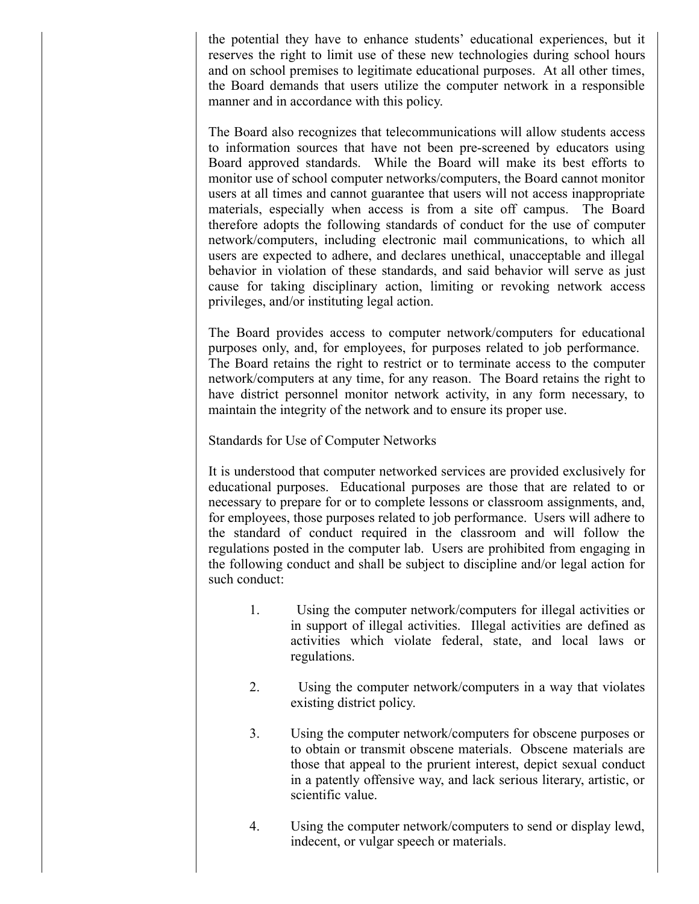the potential they have to enhance students' educational experiences, but it reserves the right to limit use of these new technologies during school hours and on school premises to legitimate educational purposes. At all other times, the Board demands that users utilize the computer network in a responsible manner and in accordance with this policy.

The Board also recognizes that telecommunications will allow students access to information sources that have not been pre-screened by educators using Board approved standards. While the Board will make its best efforts to monitor use of school computer networks/computers, the Board cannot monitor users at all times and cannot guarantee that users will not access inappropriate materials, especially when access is from a site off campus. The Board therefore adopts the following standards of conduct for the use of computer network/computers, including electronic mail communications, to which all users are expected to adhere, and declares unethical, unacceptable and illegal behavior in violation of these standards, and said behavior will serve as just cause for taking disciplinary action, limiting or revoking network access privileges, and/or instituting legal action.

The Board provides access to computer network/computers for educational purposes only, and, for employees, for purposes related to job performance. The Board retains the right to restrict or to terminate access to the computer network/computers at any time, for any reason. The Board retains the right to have district personnel monitor network activity, in any form necessary, to maintain the integrity of the network and to ensure its proper use.

Standards for Use of Computer Networks

It is understood that computer networked services are provided exclusively for educational purposes. Educational purposes are those that are related to or necessary to prepare for or to complete lessons or classroom assignments, and, for employees, those purposes related to job performance. Users will adhere to the standard of conduct required in the classroom and will follow the regulations posted in the computer lab. Users are prohibited from engaging in the following conduct and shall be subject to discipline and/or legal action for such conduct:

1. Using the computer network/computers for illegal activities or in support of illegal activities. Illegal activities are defined as activities which violate federal, state, and local laws or regulations.

2. Using the computer network/computers in a way that violates existing district policy.

3. Using the computer network/computers for obscene purposes or to obtain or transmit obscene materials. Obscene materials are those that appeal to the prurient interest, depict sexual conduct in a patently offensive way, and lack serious literary, artistic, or scientific value.

4. Using the computer network/computers to send or display lewd, indecent, or vulgar speech or materials.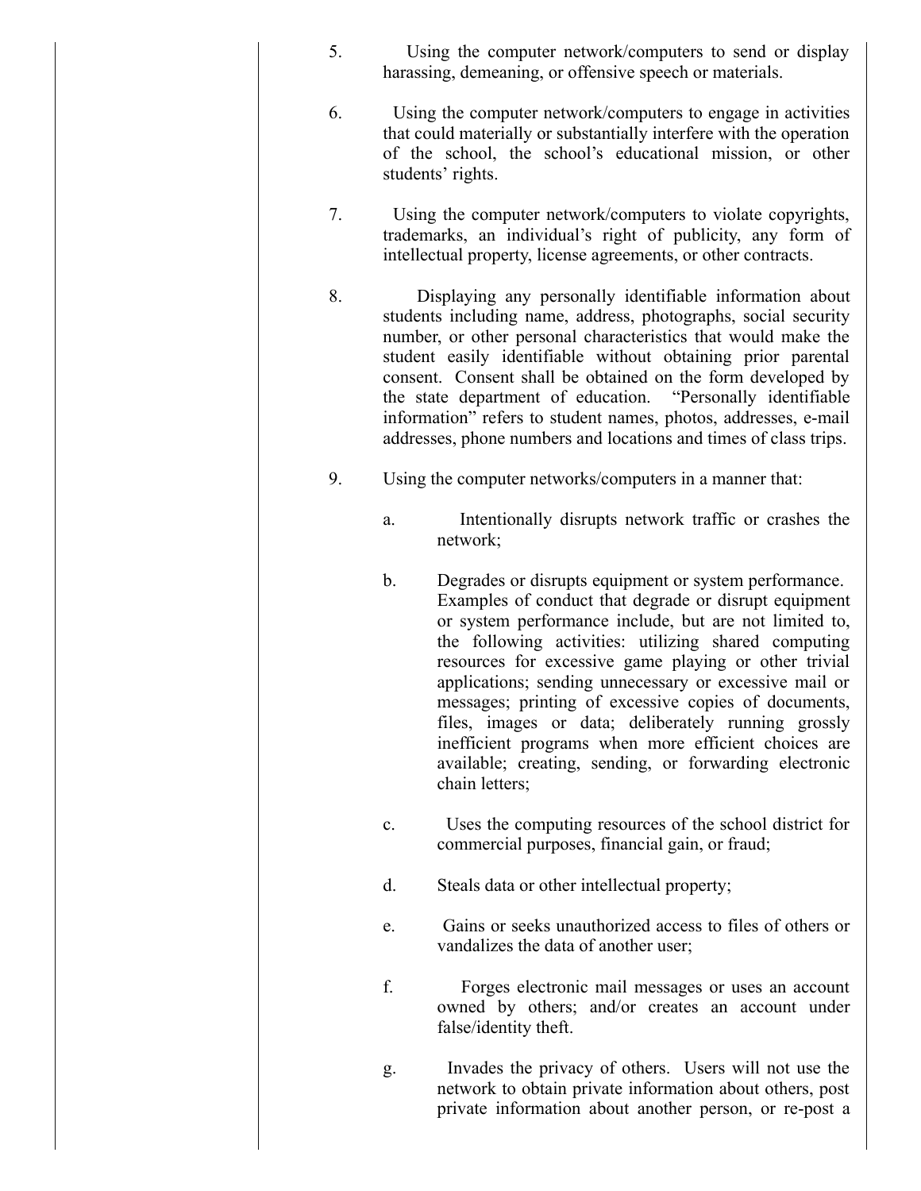5. Using the computer network/computers to send or display harassing, demeaning, or offensive speech or materials.

6. Using the computer network/computers to engage in activities that could materially or substantially interfere with the operation of the school, the school's educational mission, or other students' rights.

7. Using the computer network/computers to violate copyrights, trademarks, an individual's right of publicity, any form of intellectual property, license agreements, or other contracts.

8. Displaying any personally identifiable information about students including name, address, photographs, social security number, or other personal characteristics that would make the student easily identifiable without obtaining prior parental consent. Consent shall be obtained on the form developed by the state department of education. "Personally identifiable information" refers to student names, photos, addresses, e-mail addresses, phone numbers and locations and times of class trips.

9. Using the computer networks/computers in a manner that:

   a. Intentionally disrupts network traffic or crashes the network;

   b. Degrades or disrupts equipment or system performance. Examples of conduct that degrade or disrupt equipment or system performance include, but are not limited to, the following activities: utilizing shared computing resources for excessive game playing or other trivial applications; sending unnecessary or excessive mail or messages; printing of excessive copies of documents, files, images or data; deliberately running grossly inefficient programs when more efficient choices are available; creating, sending, or forwarding electronic chain letters;

   c. Uses the computing resources of the school district for commercial purposes, financial gain, or fraud;

   d. Steals data or other intellectual property;

   e. Gains or seeks unauthorized access to files of others or vandalizes the data of another user;

   f. Forges electronic mail messages or uses an account owned by others; and/or creates an account under false/identity theft.

   g. Invades the privacy of others. Users will not use the network to obtain private information about others, post private information about another person, or re-post a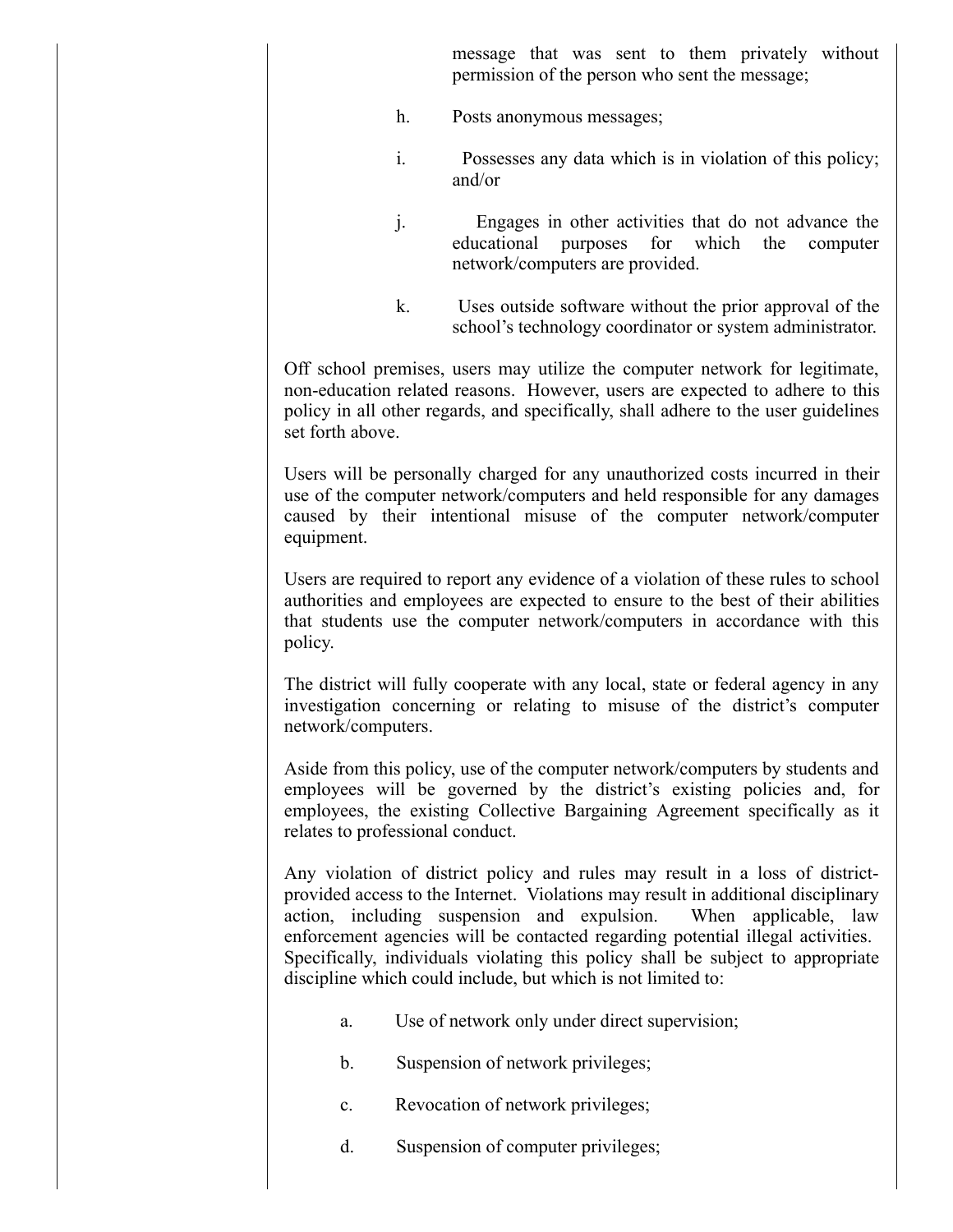message that was sent to them privately without permission of the person who sent the message;

h. Posts anonymous messages;

i. Possesses any data which is in violation of this policy; and/or

j. Engages in other activities that do not advance the educational purposes for which the computer network/computers are provided.

k. Uses outside software without the prior approval of the school's technology coordinator or system administrator.

Off school premises, users may utilize the computer network for legitimate, non-education related reasons. However, users are expected to adhere to this policy in all other regards, and specifically, shall adhere to the user guidelines set forth above.

Users will be personally charged for any unauthorized costs incurred in their use of the computer network/computers and held responsible for any damages caused by their intentional misuse of the computer network/computer equipment.

Users are required to report any evidence of a violation of these rules to school authorities and employees are expected to ensure to the best of their abilities that students use the computer network/computers in accordance with this policy.

The district will fully cooperate with any local, state or federal agency in any investigation concerning or relating to misuse of the district's computer network/computers.

Aside from this policy, use of the computer network/computers by students and employees will be governed by the district's existing policies and, for employees, the existing Collective Bargaining Agreement specifically as it relates to professional conduct.

Any violation of district policy and rules may result in a loss of district-provided access to the Internet. Violations may result in additional disciplinary action, including suspension and expulsion. When applicable, law enforcement agencies will be contacted regarding potential illegal activities. Specifically, individuals violating this policy shall be subject to appropriate discipline which could include, but which is not limited to:

a. Use of network only under direct supervision;

b. Suspension of network privileges;

c. Revocation of network privileges;

d. Suspension of computer privileges;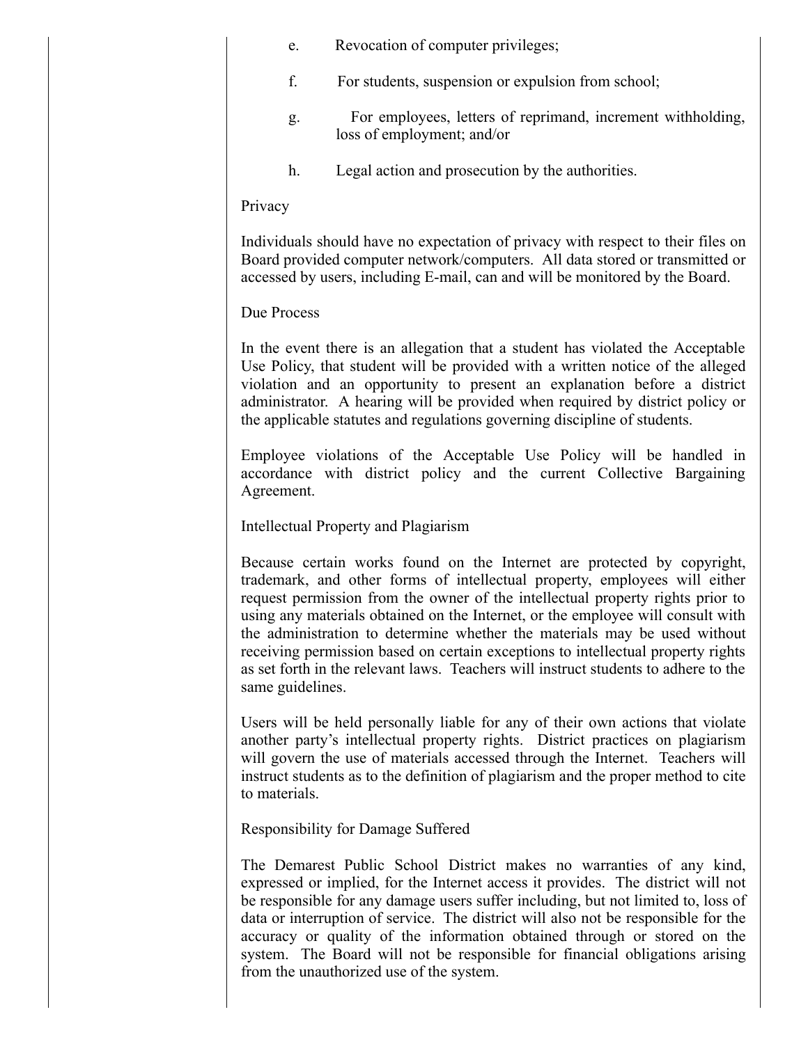e. Revocation of computer privileges;

f. For students, suspension or expulsion from school;

g. For employees, letters of reprimand, increment withholding, loss of employment; and/or

h. Legal action and prosecution by the authorities.

Privacy

Individuals should have no expectation of privacy with respect to their files on Board provided computer network/computers. All data stored or transmitted or accessed by users, including E-mail, can and will be monitored by the Board.

Due Process

In the event there is an allegation that a student has violated the Acceptable Use Policy, that student will be provided with a written notice of the alleged violation and an opportunity to present an explanation before a district administrator. A hearing will be provided when required by district policy or the applicable statutes and regulations governing discipline of students.

Employee violations of the Acceptable Use Policy will be handled in accordance with district policy and the current Collective Bargaining Agreement.

Intellectual Property and Plagiarism

Because certain works found on the Internet are protected by copyright, trademark, and other forms of intellectual property, employees will either request permission from the owner of the intellectual property rights prior to using any materials obtained on the Internet, or the employee will consult with the administration to determine whether the materials may be used without receiving permission based on certain exceptions to intellectual property rights as set forth in the relevant laws. Teachers will instruct students to adhere to the same guidelines.

Users will be held personally liable for any of their own actions that violate another party's intellectual property rights. District practices on plagiarism will govern the use of materials accessed through the Internet. Teachers will instruct students as to the definition of plagiarism and the proper method to cite to materials.

Responsibility for Damage Suffered

The Demarest Public School District makes no warranties of any kind, expressed or implied, for the Internet access it provides. The district will not be responsible for any damage users suffer including, but not limited to, loss of data or interruption of service. The district will also not be responsible for the accuracy or quality of the information obtained through or stored on the system. The Board will not be responsible for financial obligations arising from the unauthorized use of the system.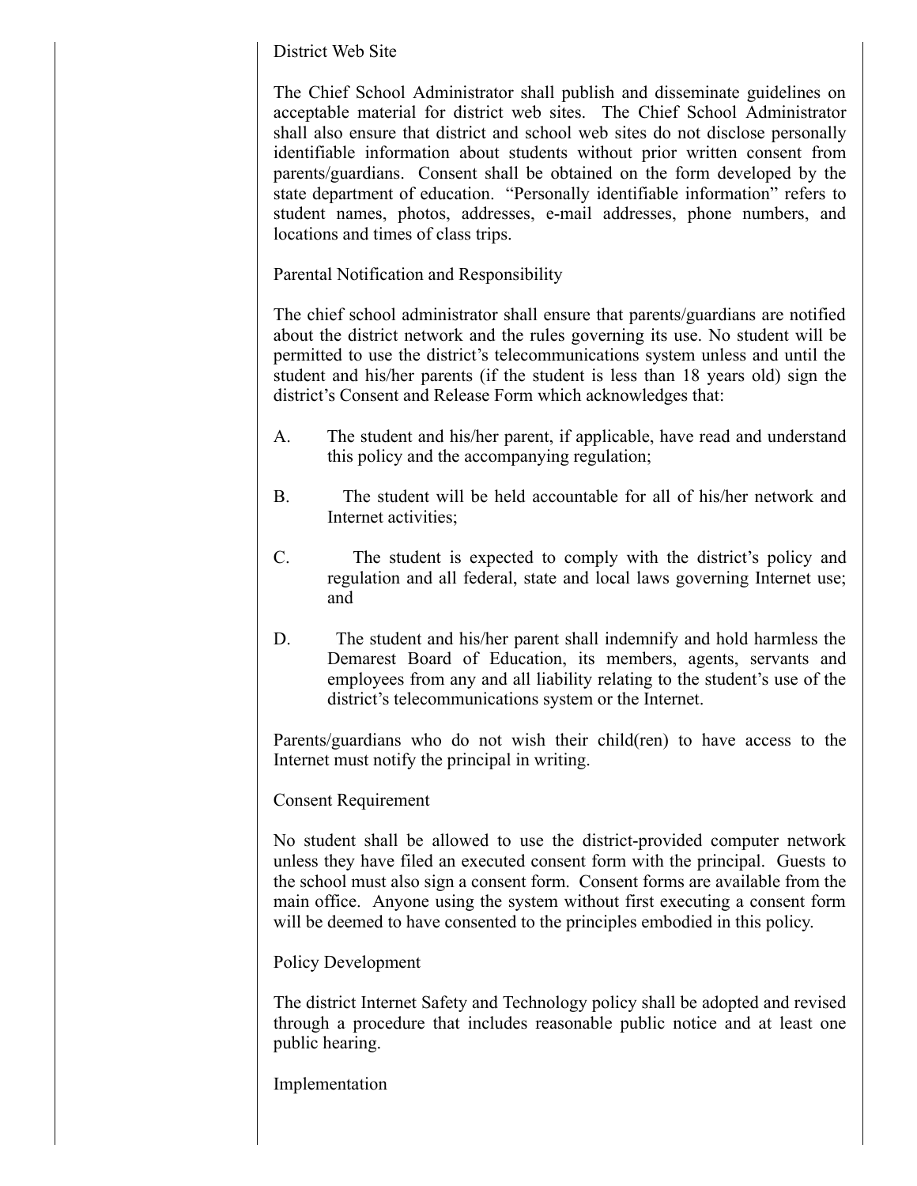District Web Site

The Chief School Administrator shall publish and disseminate guidelines on acceptable material for district web sites. The Chief School Administrator shall also ensure that district and school web sites do not disclose personally identifiable information about students without prior written consent from parents/guardians. Consent shall be obtained on the form developed by the state department of education. "Personally identifiable information" refers to student names, photos, addresses, e-mail addresses, phone numbers, and locations and times of class trips.

Parental Notification and Responsibility

The chief school administrator shall ensure that parents/guardians are notified about the district network and the rules governing its use. No student will be permitted to use the district's telecommunications system unless and until the student and his/her parents (if the student is less than 18 years old) sign the district's Consent and Release Form which acknowledges that:

A. The student and his/her parent, if applicable, have read and understand this policy and the accompanying regulation;

B. The student will be held accountable for all of his/her network and Internet activities;

C. The student is expected to comply with the district's policy and regulation and all federal, state and local laws governing Internet use; and

D. The student and his/her parent shall indemnify and hold harmless the Demarest Board of Education, its members, agents, servants and employees from any and all liability relating to the student's use of the district's telecommunications system or the Internet.

Parents/guardians who do not wish their child(ren) to have access to the Internet must notify the principal in writing.

Consent Requirement

No student shall be allowed to use the district-provided computer network unless they have filed an executed consent form with the principal. Guests to the school must also sign a consent form. Consent forms are available from the main office. Anyone using the system without first executing a consent form will be deemed to have consented to the principles embodied in this policy.

Policy Development

The district Internet Safety and Technology policy shall be adopted and revised through a procedure that includes reasonable public notice and at least one public hearing.

Implementation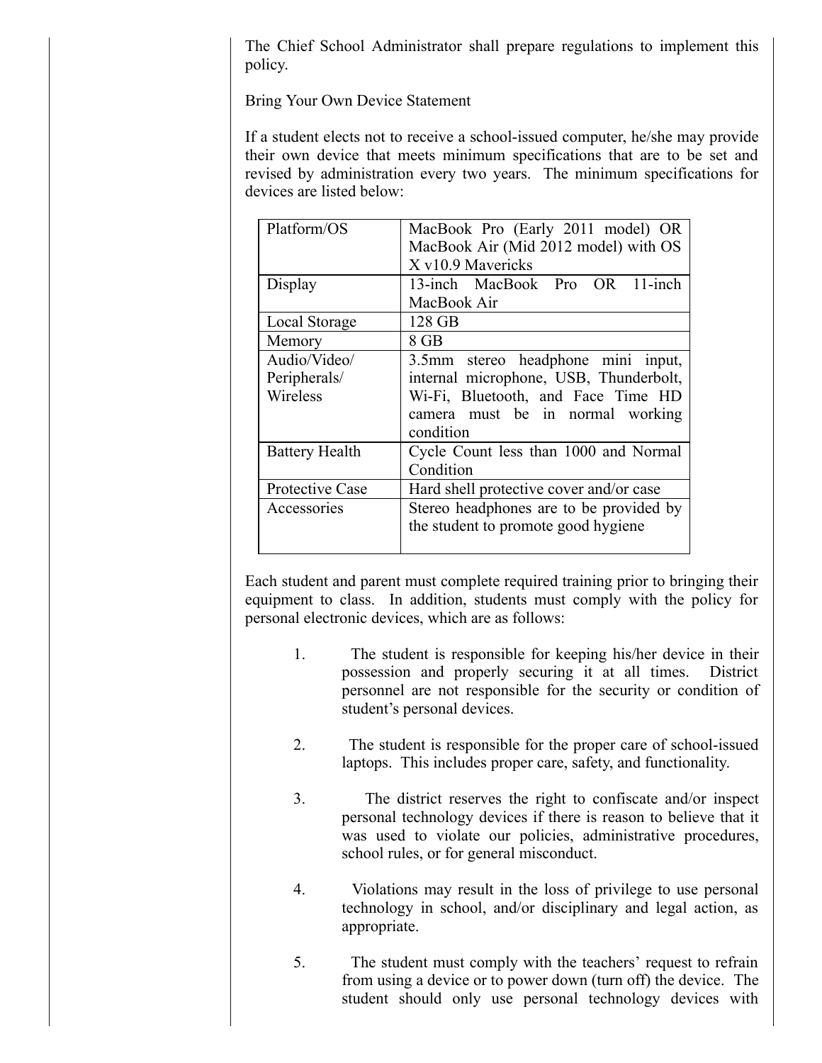The Chief School Administrator shall prepare regulations to implement this policy.

Bring Your Own Device Statement

If a student elects not to receive a school-issued computer, he/she may provide their own device that meets minimum specifications that are to be set and revised by administration every two years. The minimum specifications for devices are listed below:

| Platform/OS | MacBook Pro (Early 2011 model) OR MacBook Air (Mid 2012 model) with OS X v10.9 Mavericks |
|---|---|
| Display | 13-inch MacBook Pro OR 11-inch MacBook Air |
| Local Storage | 128 GB |
| Memory | 8 GB |
| Audio/Video/ Peripherals/ Wireless | 3.5mm stereo headphone mini input, internal microphone, USB, Thunderbolt, Wi-Fi, Bluetooth, and Face Time HD camera must be in normal working condition |
| Battery Health | Cycle Count less than 1000 and Normal Condition |
| Protective Case | Hard shell protective cover and/or case |
| Accessories | Stereo headphones are to be provided by the student to promote good hygiene |

Each student and parent must complete required training prior to bringing their equipment to class. In addition, students must comply with the policy for personal electronic devices, which are as follows:

1. The student is responsible for keeping his/her device in their possession and properly securing it at all times. District personnel are not responsible for the security or condition of student's personal devices.

2. The student is responsible for the proper care of school-issued laptops. This includes proper care, safety, and functionality.

3. The district reserves the right to confiscate and/or inspect personal technology devices if there is reason to believe that it was used to violate our policies, administrative procedures, school rules, or for general misconduct.

4. Violations may result in the loss of privilege to use personal technology in school, and/or disciplinary and legal action, as appropriate.

5. The student must comply with the teachers' request to refrain from using a device or to power down (turn off) the device. The student should only use personal technology devices with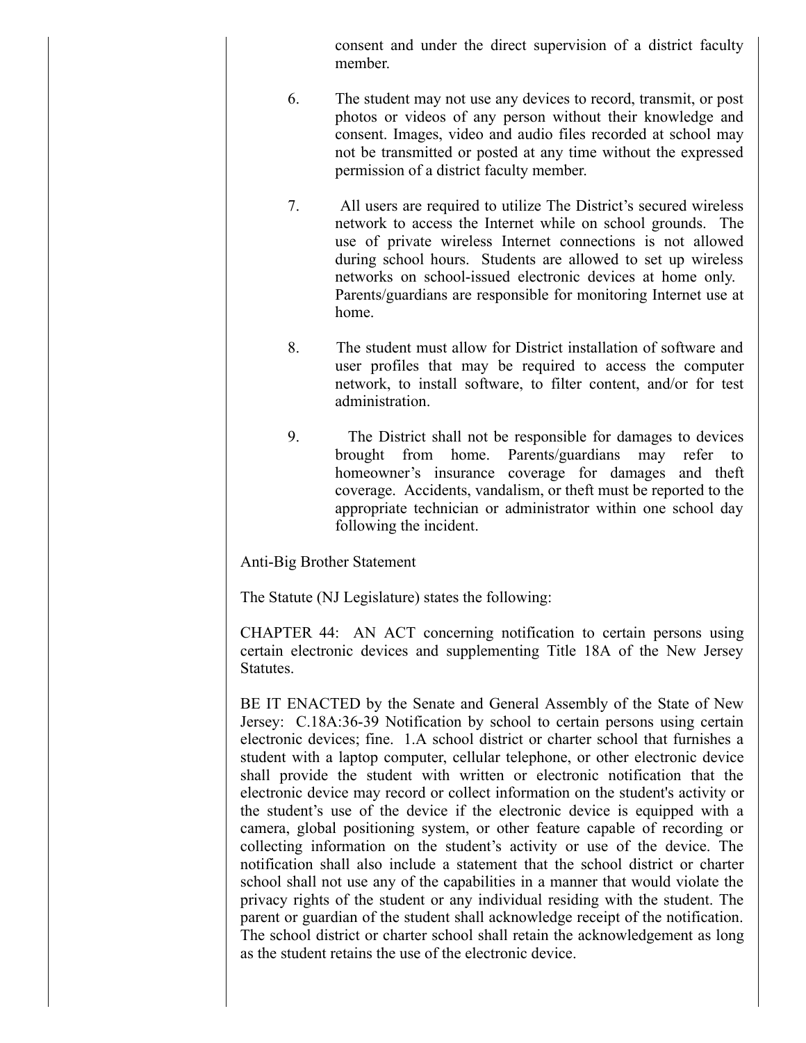consent and under the direct supervision of a district faculty member.

6. The student may not use any devices to record, transmit, or post photos or videos of any person without their knowledge and consent. Images, video and audio files recorded at school may not be transmitted or posted at any time without the expressed permission of a district faculty member.

7. All users are required to utilize The District's secured wireless network to access the Internet while on school grounds. The use of private wireless Internet connections is not allowed during school hours. Students are allowed to set up wireless networks on school-issued electronic devices at home only. Parents/guardians are responsible for monitoring Internet use at home.

8. The student must allow for District installation of software and user profiles that may be required to access the computer network, to install software, to filter content, and/or for test administration.

9. The District shall not be responsible for damages to devices brought from home. Parents/guardians may refer to homeowner's insurance coverage for damages and theft coverage. Accidents, vandalism, or theft must be reported to the appropriate technician or administrator within one school day following the incident.

Anti-Big Brother Statement

The Statute (NJ Legislature) states the following:

CHAPTER 44: AN ACT concerning notification to certain persons using certain electronic devices and supplementing Title 18A of the New Jersey Statutes.

BE IT ENACTED by the Senate and General Assembly of the State of New Jersey: C.18A:36-39 Notification by school to certain persons using certain electronic devices; fine. 1.A school district or charter school that furnishes a student with a laptop computer, cellular telephone, or other electronic device shall provide the student with written or electronic notification that the electronic device may record or collect information on the student's activity or the student's use of the device if the electronic device is equipped with a camera, global positioning system, or other feature capable of recording or collecting information on the student's activity or use of the device. The notification shall also include a statement that the school district or charter school shall not use any of the capabilities in a manner that would violate the privacy rights of the student or any individual residing with the student. The parent or guardian of the student shall acknowledge receipt of the notification. The school district or charter school shall retain the acknowledgement as long as the student retains the use of the electronic device.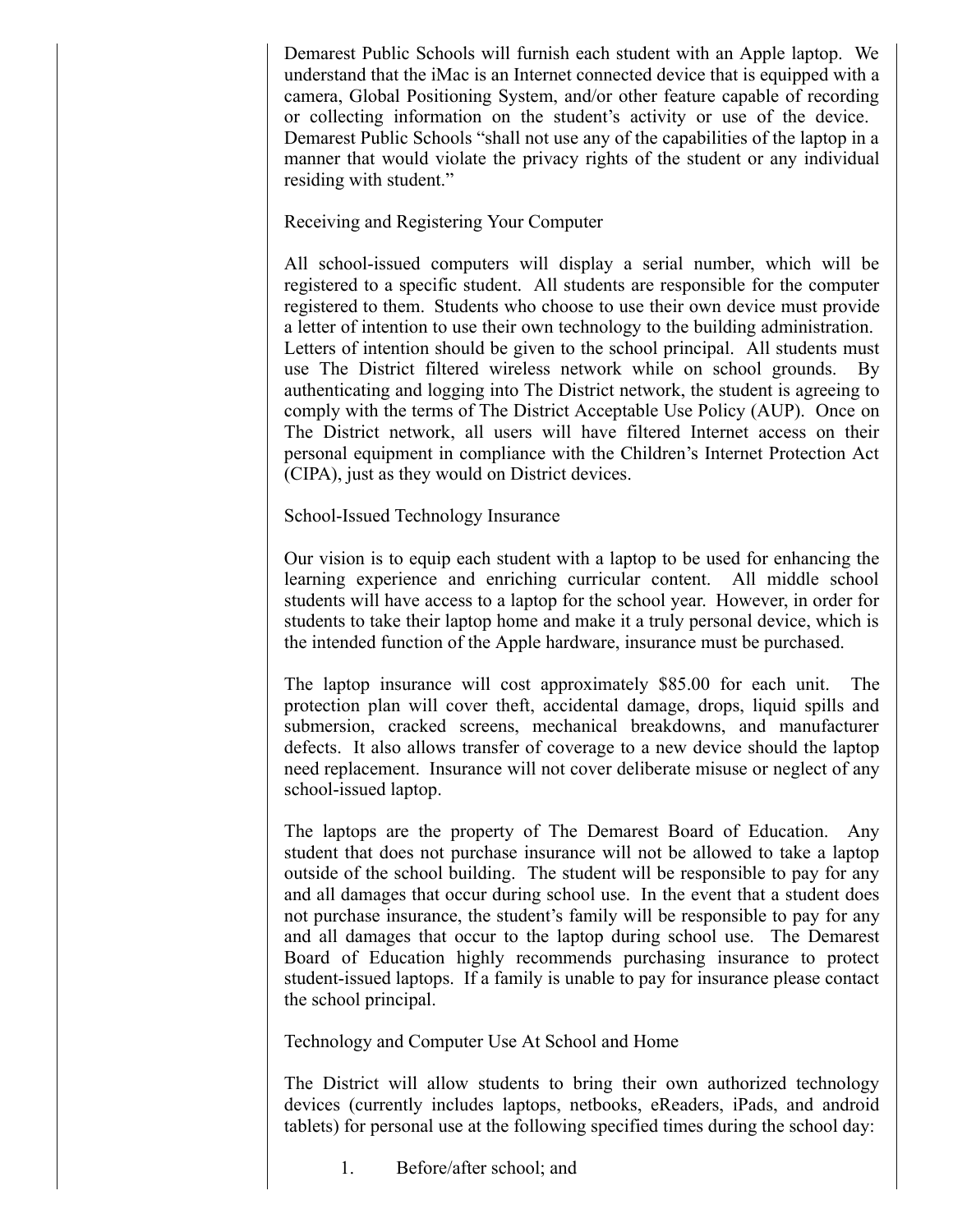Demarest Public Schools will furnish each student with an Apple laptop. We understand that the iMac is an Internet connected device that is equipped with a camera, Global Positioning System, and/or other feature capable of recording or collecting information on the student's activity or use of the device. Demarest Public Schools "shall not use any of the capabilities of the laptop in a manner that would violate the privacy rights of the student or any individual residing with student."

Receiving and Registering Your Computer

All school-issued computers will display a serial number, which will be registered to a specific student. All students are responsible for the computer registered to them. Students who choose to use their own device must provide a letter of intention to use their own technology to the building administration. Letters of intention should be given to the school principal. All students must use The District filtered wireless network while on school grounds. By authenticating and logging into The District network, the student is agreeing to comply with the terms of The District Acceptable Use Policy (AUP). Once on The District network, all users will have filtered Internet access on their personal equipment in compliance with the Children's Internet Protection Act (CIPA), just as they would on District devices.

School-Issued Technology Insurance

Our vision is to equip each student with a laptop to be used for enhancing the learning experience and enriching curricular content. All middle school students will have access to a laptop for the school year. However, in order for students to take their laptop home and make it a truly personal device, which is the intended function of the Apple hardware, insurance must be purchased.

The laptop insurance will cost approximately $85.00 for each unit. The protection plan will cover theft, accidental damage, drops, liquid spills and submersion, cracked screens, mechanical breakdowns, and manufacturer defects. It also allows transfer of coverage to a new device should the laptop need replacement. Insurance will not cover deliberate misuse or neglect of any school-issued laptop.

The laptops are the property of The Demarest Board of Education. Any student that does not purchase insurance will not be allowed to take a laptop outside of the school building. The student will be responsible to pay for any and all damages that occur during school use. In the event that a student does not purchase insurance, the student's family will be responsible to pay for any and all damages that occur to the laptop during school use. The Demarest Board of Education highly recommends purchasing insurance to protect student-issued laptops. If a family is unable to pay for insurance please contact the school principal.

Technology and Computer Use At School and Home

The District will allow students to bring their own authorized technology devices (currently includes laptops, netbooks, eReaders, iPads, and android tablets) for personal use at the following specified times during the school day:

1. Before/after school; and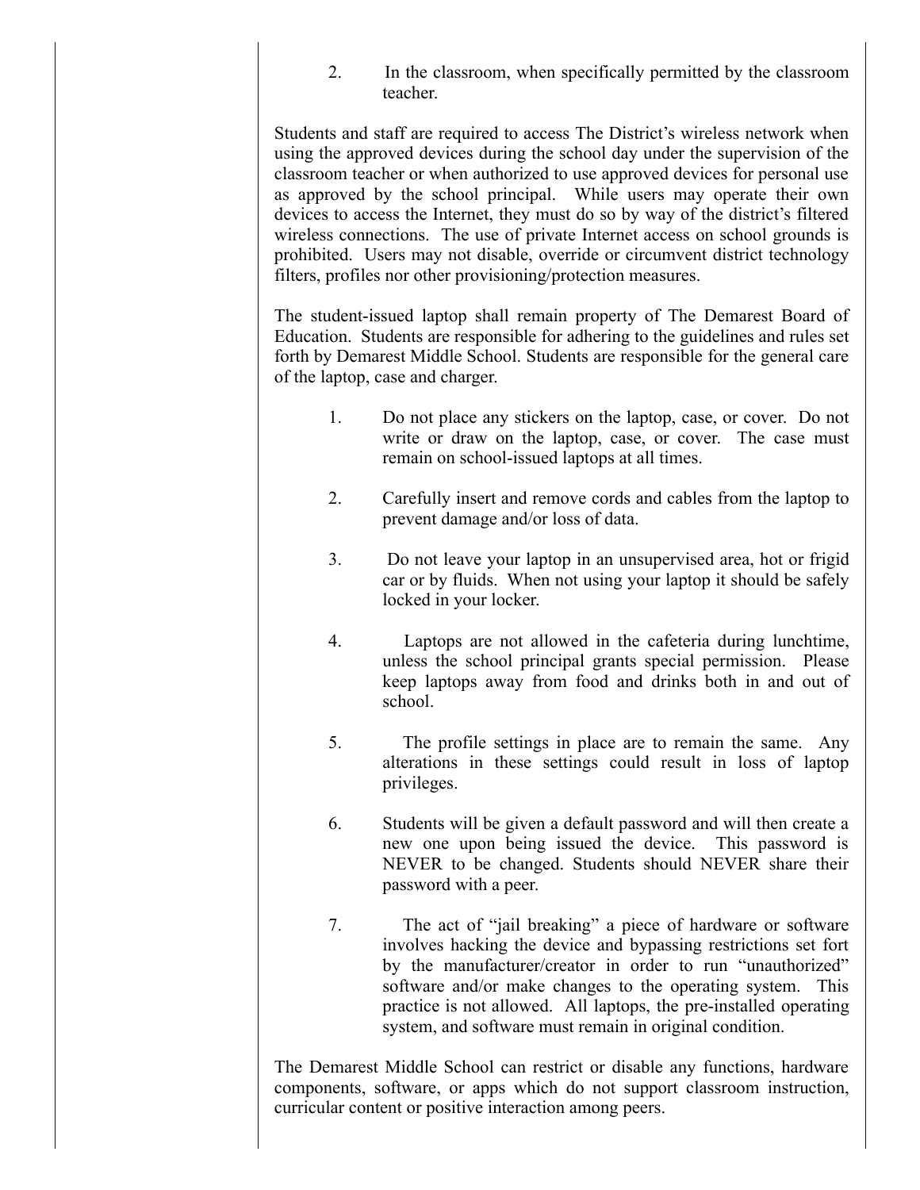2. In the classroom, when specifically permitted by the classroom teacher.

Students and staff are required to access The District's wireless network when using the approved devices during the school day under the supervision of the classroom teacher or when authorized to use approved devices for personal use as approved by the school principal. While users may operate their own devices to access the Internet, they must do so by way of the district's filtered wireless connections. The use of private Internet access on school grounds is prohibited. Users may not disable, override or circumvent district technology filters, profiles nor other provisioning/protection measures.

The student-issued laptop shall remain property of The Demarest Board of Education. Students are responsible for adhering to the guidelines and rules set forth by Demarest Middle School. Students are responsible for the general care of the laptop, case and charger.

1. Do not place any stickers on the laptop, case, or cover. Do not write or draw on the laptop, case, or cover. The case must remain on school-issued laptops at all times.

2. Carefully insert and remove cords and cables from the laptop to prevent damage and/or loss of data.

3. Do not leave your laptop in an unsupervised area, hot or frigid car or by fluids. When not using your laptop it should be safely locked in your locker.

4. Laptops are not allowed in the cafeteria during lunchtime, unless the school principal grants special permission. Please keep laptops away from food and drinks both in and out of school.

5. The profile settings in place are to remain the same. Any alterations in these settings could result in loss of laptop privileges.

6. Students will be given a default password and will then create a new one upon being issued the device. This password is NEVER to be changed. Students should NEVER share their password with a peer.

7. The act of "jail breaking" a piece of hardware or software involves hacking the device and bypassing restrictions set fort by the manufacturer/creator in order to run "unauthorized" software and/or make changes to the operating system. This practice is not allowed. All laptops, the pre-installed operating system, and software must remain in original condition.

The Demarest Middle School can restrict or disable any functions, hardware components, software, or apps which do not support classroom instruction, curricular content or positive interaction among peers.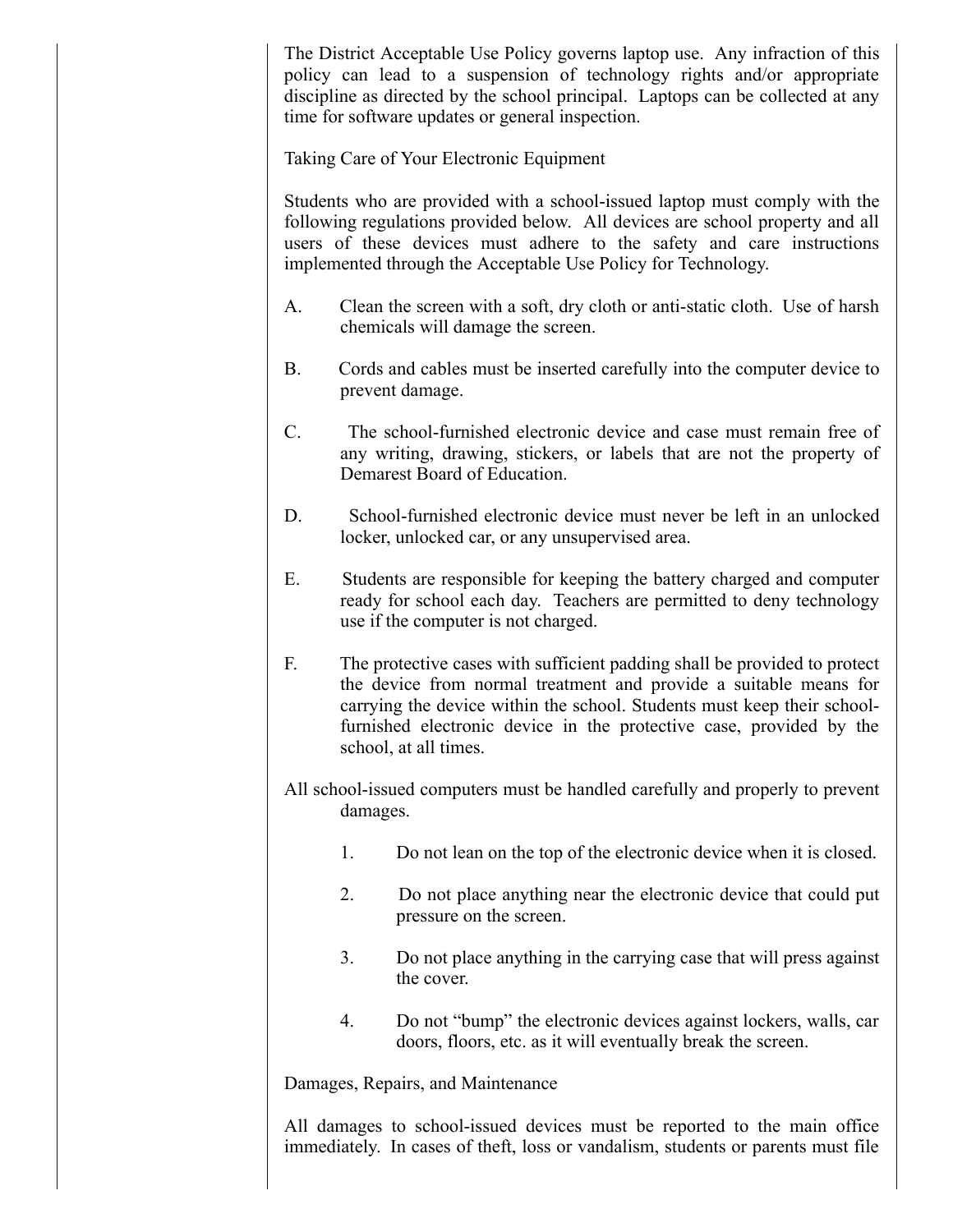The District Acceptable Use Policy governs laptop use. Any infraction of this policy can lead to a suspension of technology rights and/or appropriate discipline as directed by the school principal. Laptops can be collected at any time for software updates or general inspection.

Taking Care of Your Electronic Equipment

Students who are provided with a school-issued laptop must comply with the following regulations provided below. All devices are school property and all users of these devices must adhere to the safety and care instructions implemented through the Acceptable Use Policy for Technology.

A. Clean the screen with a soft, dry cloth or anti-static cloth. Use of harsh chemicals will damage the screen.

B. Cords and cables must be inserted carefully into the computer device to prevent damage.

C. The school-furnished electronic device and case must remain free of any writing, drawing, stickers, or labels that are not the property of Demarest Board of Education.

D. School-furnished electronic device must never be left in an unlocked locker, unlocked car, or any unsupervised area.

E. Students are responsible for keeping the battery charged and computer ready for school each day. Teachers are permitted to deny technology use if the computer is not charged.

F. The protective cases with sufficient padding shall be provided to protect the device from normal treatment and provide a suitable means for carrying the device within the school. Students must keep their school-furnished electronic device in the protective case, provided by the school, at all times.

All school-issued computers must be handled carefully and properly to prevent damages.

1. Do not lean on the top of the electronic device when it is closed.

2. Do not place anything near the electronic device that could put pressure on the screen.

3. Do not place anything in the carrying case that will press against the cover.

4. Do not "bump" the electronic devices against lockers, walls, car doors, floors, etc. as it will eventually break the screen.

Damages, Repairs, and Maintenance

All damages to school-issued devices must be reported to the main office immediately. In cases of theft, loss or vandalism, students or parents must file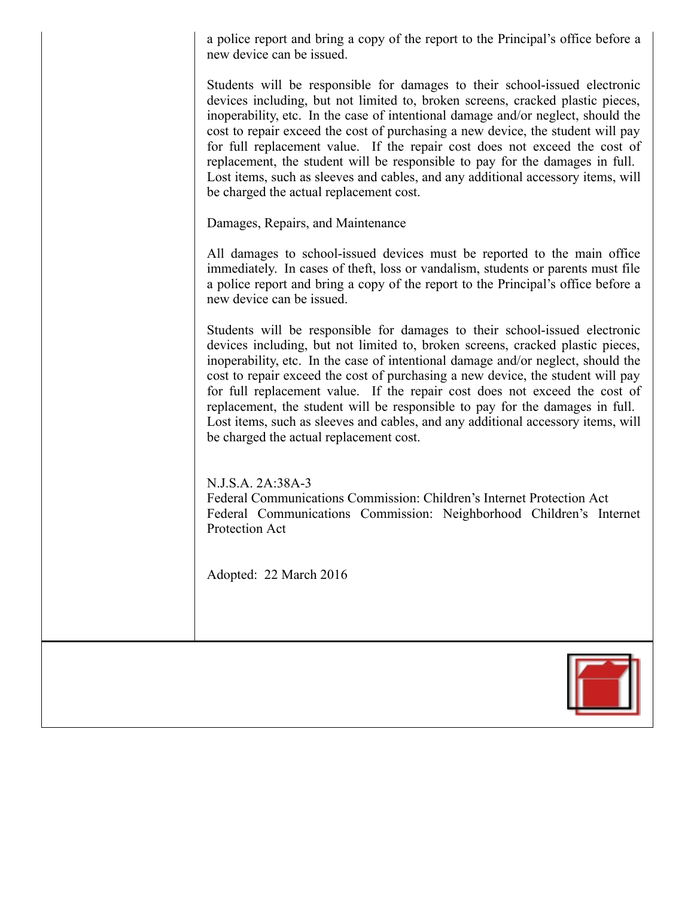a police report and bring a copy of the report to the Principal's office before a new device can be issued.

Students will be responsible for damages to their school-issued electronic devices including, but not limited to, broken screens, cracked plastic pieces, inoperability, etc. In the case of intentional damage and/or neglect, should the cost to repair exceed the cost of purchasing a new device, the student will pay for full replacement value. If the repair cost does not exceed the cost of replacement, the student will be responsible to pay for the damages in full. Lost items, such as sleeves and cables, and any additional accessory items, will be charged the actual replacement cost.

Damages, Repairs, and Maintenance

All damages to school-issued devices must be reported to the main office immediately. In cases of theft, loss or vandalism, students or parents must file a police report and bring a copy of the report to the Principal's office before a new device can be issued.

Students will be responsible for damages to their school-issued electronic devices including, but not limited to, broken screens, cracked plastic pieces, inoperability, etc. In the case of intentional damage and/or neglect, should the cost to repair exceed the cost of purchasing a new device, the student will pay for full replacement value. If the repair cost does not exceed the cost of replacement, the student will be responsible to pay for the damages in full. Lost items, such as sleeves and cables, and any additional accessory items, will be charged the actual replacement cost.

N.J.S.A. 2A:38A-3
Federal Communications Commission: Children's Internet Protection Act
Federal Communications Commission: Neighborhood Children's Internet Protection Act

Adopted: 22 March 2016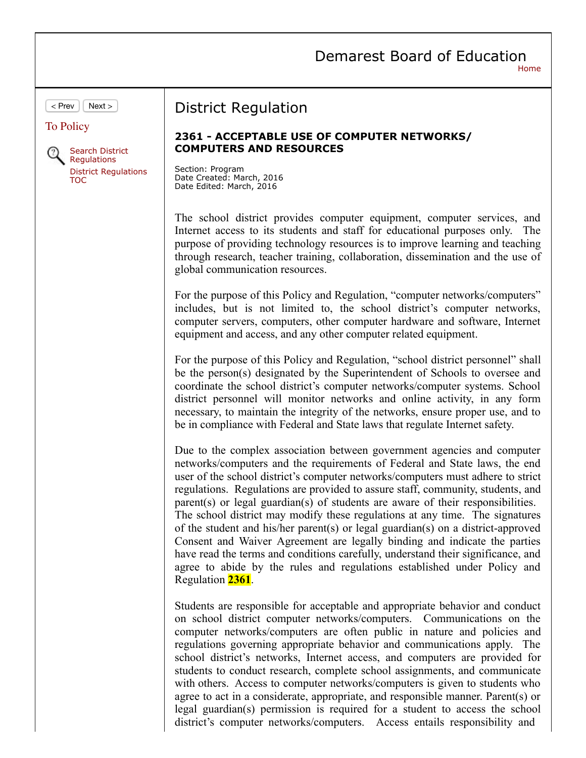Demarest Board of Education

District Regulation

## 2361 - ACCEPTABLE USE OF COMPUTER NETWORKS/ COMPUTERS AND RESOURCES

Section: Program
Date Created: March, 2016
Date Edited: March, 2016

The school district provides computer equipment, computer services, and Internet access to its students and staff for educational purposes only. The purpose of providing technology resources is to improve learning and teaching through research, teacher training, collaboration, dissemination and the use of global communication resources.

For the purpose of this Policy and Regulation, "computer networks/computers" includes, but is not limited to, the school district's computer networks, computer servers, computers, other computer hardware and software, Internet equipment and access, and any other computer related equipment.

For the purpose of this Policy and Regulation, "school district personnel" shall be the person(s) designated by the Superintendent of Schools to oversee and coordinate the school district's computer networks/computer systems. School district personnel will monitor networks and online activity, in any form necessary, to maintain the integrity of the networks, ensure proper use, and to be in compliance with Federal and State laws that regulate Internet safety.

Due to the complex association between government agencies and computer networks/computers and the requirements of Federal and State laws, the end user of the school district's computer networks/computers must adhere to strict regulations. Regulations are provided to assure staff, community, students, and parent(s) or legal guardian(s) of students are aware of their responsibilities. The school district may modify these regulations at any time. The signatures of the student and his/her parent(s) or legal guardian(s) on a district-approved Consent and Waiver Agreement are legally binding and indicate the parties have read the terms and conditions carefully, understand their significance, and agree to abide by the rules and regulations established under Policy and Regulation 2361.

Students are responsible for acceptable and appropriate behavior and conduct on school district computer networks/computers. Communications on the computer networks/computers are often public in nature and policies and regulations governing appropriate behavior and communications apply. The school district's networks, Internet access, and computers are provided for students to conduct research, complete school assignments, and communicate with others. Access to computer networks/computers is given to students who agree to act in a considerate, appropriate, and responsible manner. Parent(s) or legal guardian(s) permission is required for a student to access the school district's computer networks/computers. Access entails responsibility and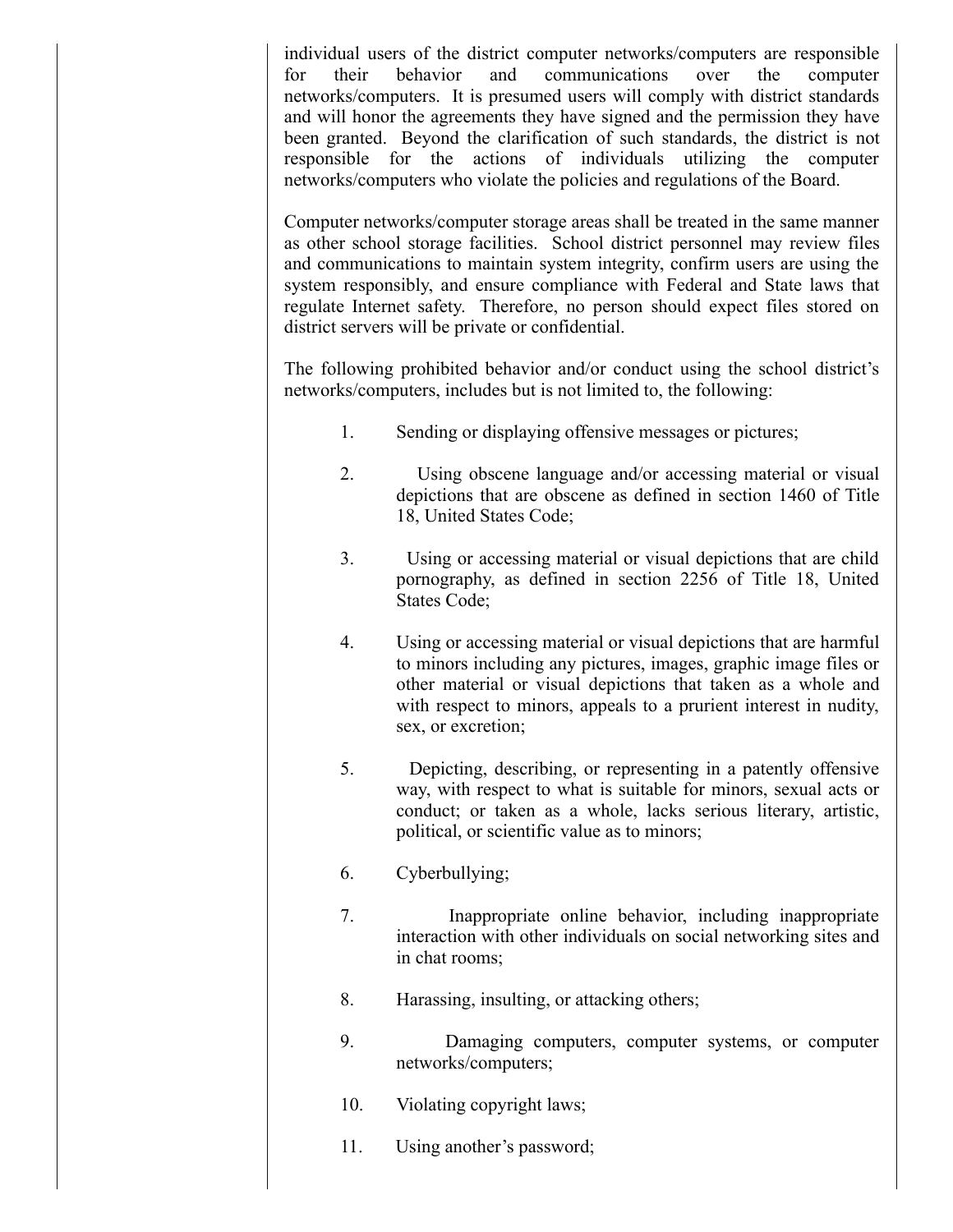individual users of the district computer networks/computers are responsible for their behavior and communications over the computer networks/computers. It is presumed users will comply with district standards and will honor the agreements they have signed and the permission they have been granted. Beyond the clarification of such standards, the district is not responsible for the actions of individuals utilizing the computer networks/computers who violate the policies and regulations of the Board.

Computer networks/computer storage areas shall be treated in the same manner as other school storage facilities. School district personnel may review files and communications to maintain system integrity, confirm users are using the system responsibly, and ensure compliance with Federal and State laws that regulate Internet safety. Therefore, no person should expect files stored on district servers will be private or confidential.

The following prohibited behavior and/or conduct using the school district's networks/computers, includes but is not limited to, the following:

1. Sending or displaying offensive messages or pictures;
2. Using obscene language and/or accessing material or visual depictions that are obscene as defined in section 1460 of Title 18, United States Code;
3. Using or accessing material or visual depictions that are child pornography, as defined in section 2256 of Title 18, United States Code;
4. Using or accessing material or visual depictions that are harmful to minors including any pictures, images, graphic image files or other material or visual depictions that taken as a whole and with respect to minors, appeals to a prurient interest in nudity, sex, or excretion;
5. Depicting, describing, or representing in a patently offensive way, with respect to what is suitable for minors, sexual acts or conduct; or taken as a whole, lacks serious literary, artistic, political, or scientific value as to minors;
6. Cyberbullying;
7. Inappropriate online behavior, including inappropriate interaction with other individuals on social networking sites and in chat rooms;
8. Harassing, insulting, or attacking others;
9. Damaging computers, computer systems, or computer networks/computers;
10. Violating copyright laws;
11. Using another's password;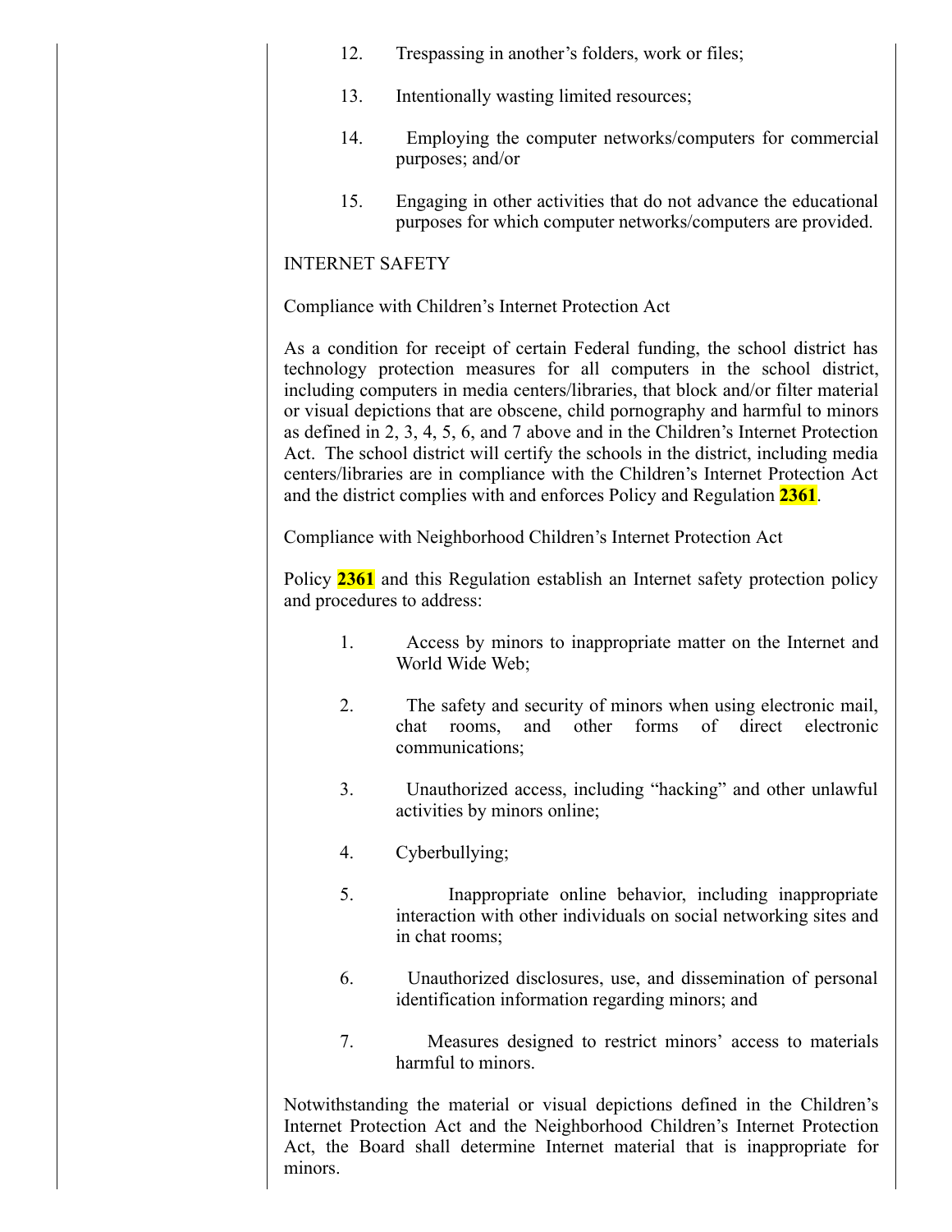12. Trespassing in another's folders, work or files;

13. Intentionally wasting limited resources;

14. Employing the computer networks/computers for commercial purposes; and/or

15. Engaging in other activities that do not advance the educational purposes for which computer networks/computers are provided.

INTERNET SAFETY

Compliance with Children's Internet Protection Act

As a condition for receipt of certain Federal funding, the school district has technology protection measures for all computers in the school district, including computers in media centers/libraries, that block and/or filter material or visual depictions that are obscene, child pornography and harmful to minors as defined in 2, 3, 4, 5, 6, and 7 above and in the Children's Internet Protection Act. The school district will certify the schools in the district, including media centers/libraries are in compliance with the Children's Internet Protection Act and the district complies with and enforces Policy and Regulation **2361**.

Compliance with Neighborhood Children's Internet Protection Act

Policy **2361** and this Regulation establish an Internet safety protection policy and procedures to address:

1. Access by minors to inappropriate matter on the Internet and World Wide Web;

2. The safety and security of minors when using electronic mail, chat rooms, and other forms of direct electronic communications;

3. Unauthorized access, including "hacking" and other unlawful activities by minors online;

4. Cyberbullying;

5. Inappropriate online behavior, including inappropriate interaction with other individuals on social networking sites and in chat rooms;

6. Unauthorized disclosures, use, and dissemination of personal identification information regarding minors; and

7. Measures designed to restrict minors' access to materials harmful to minors.

Notwithstanding the material or visual depictions defined in the Children's Internet Protection Act and the Neighborhood Children's Internet Protection Act, the Board shall determine Internet material that is inappropriate for minors.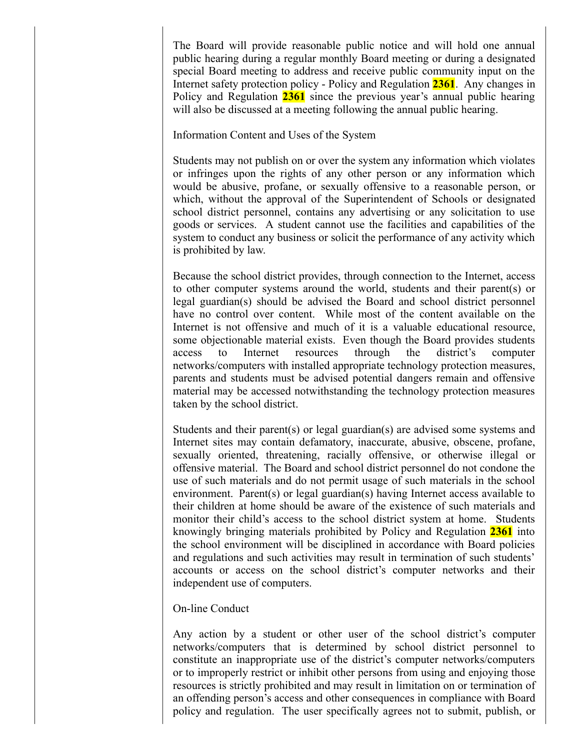The Board will provide reasonable public notice and will hold one annual public hearing during a regular monthly Board meeting or during a designated special Board meeting to address and receive public community input on the Internet safety protection policy - Policy and Regulation **2361**. Any changes in Policy and Regulation **2361** since the previous year's annual public hearing will also be discussed at a meeting following the annual public hearing.

Information Content and Uses of the System

Students may not publish on or over the system any information which violates or infringes upon the rights of any other person or any information which would be abusive, profane, or sexually offensive to a reasonable person, or which, without the approval of the Superintendent of Schools or designated school district personnel, contains any advertising or any solicitation to use goods or services. A student cannot use the facilities and capabilities of the system to conduct any business or solicit the performance of any activity which is prohibited by law.

Because the school district provides, through connection to the Internet, access to other computer systems around the world, students and their parent(s) or legal guardian(s) should be advised the Board and school district personnel have no control over content. While most of the content available on the Internet is not offensive and much of it is a valuable educational resource, some objectionable material exists. Even though the Board provides students access to Internet resources through the district's computer networks/computers with installed appropriate technology protection measures, parents and students must be advised potential dangers remain and offensive material may be accessed notwithstanding the technology protection measures taken by the school district.

Students and their parent(s) or legal guardian(s) are advised some systems and Internet sites may contain defamatory, inaccurate, abusive, obscene, profane, sexually oriented, threatening, racially offensive, or otherwise illegal or offensive material. The Board and school district personnel do not condone the use of such materials and do not permit usage of such materials in the school environment. Parent(s) or legal guardian(s) having Internet access available to their children at home should be aware of the existence of such materials and monitor their child's access to the school district system at home. Students knowingly bringing materials prohibited by Policy and Regulation **2361** into the school environment will be disciplined in accordance with Board policies and regulations and such activities may result in termination of such students' accounts or access on the school district's computer networks and their independent use of computers.

On-line Conduct

Any action by a student or other user of the school district's computer networks/computers that is determined by school district personnel to constitute an inappropriate use of the district's computer networks/computers or to improperly restrict or inhibit other persons from using and enjoying those resources is strictly prohibited and may result in limitation on or termination of an offending person's access and other consequences in compliance with Board policy and regulation. The user specifically agrees not to submit, publish, or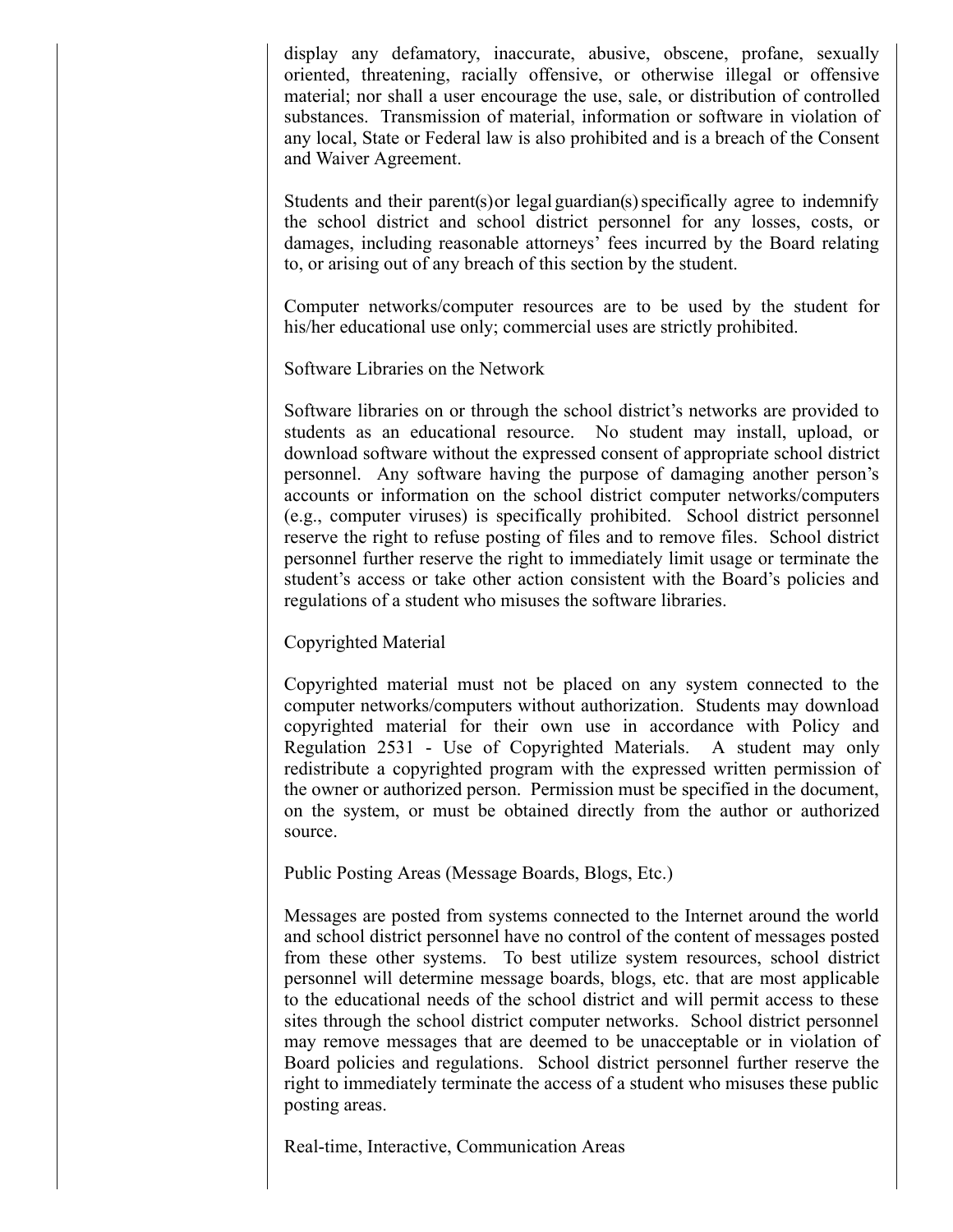display any defamatory, inaccurate, abusive, obscene, profane, sexually oriented, threatening, racially offensive, or otherwise illegal or offensive material; nor shall a user encourage the use, sale, or distribution of controlled substances. Transmission of material, information or software in violation of any local, State or Federal law is also prohibited and is a breach of the Consent and Waiver Agreement.

Students and their parent(s) or legal guardian(s) specifically agree to indemnify the school district and school district personnel for any losses, costs, or damages, including reasonable attorneys' fees incurred by the Board relating to, or arising out of any breach of this section by the student.

Computer networks/computer resources are to be used by the student for his/her educational use only; commercial uses are strictly prohibited.

Software Libraries on the Network

Software libraries on or through the school district's networks are provided to students as an educational resource. No student may install, upload, or download software without the expressed consent of appropriate school district personnel. Any software having the purpose of damaging another person's accounts or information on the school district computer networks/computers (e.g., computer viruses) is specifically prohibited. School district personnel reserve the right to refuse posting of files and to remove files. School district personnel further reserve the right to immediately limit usage or terminate the student's access or take other action consistent with the Board's policies and regulations of a student who misuses the software libraries.

Copyrighted Material

Copyrighted material must not be placed on any system connected to the computer networks/computers without authorization. Students may download copyrighted material for their own use in accordance with Policy and Regulation 2531 - Use of Copyrighted Materials. A student may only redistribute a copyrighted program with the expressed written permission of the owner or authorized person. Permission must be specified in the document, on the system, or must be obtained directly from the author or authorized source.

Public Posting Areas (Message Boards, Blogs, Etc.)

Messages are posted from systems connected to the Internet around the world and school district personnel have no control of the content of messages posted from these other systems. To best utilize system resources, school district personnel will determine message boards, blogs, etc. that are most applicable to the educational needs of the school district and will permit access to these sites through the school district computer networks. School district personnel may remove messages that are deemed to be unacceptable or in violation of Board policies and regulations. School district personnel further reserve the right to immediately terminate the access of a student who misuses these public posting areas.

Real-time, Interactive, Communication Areas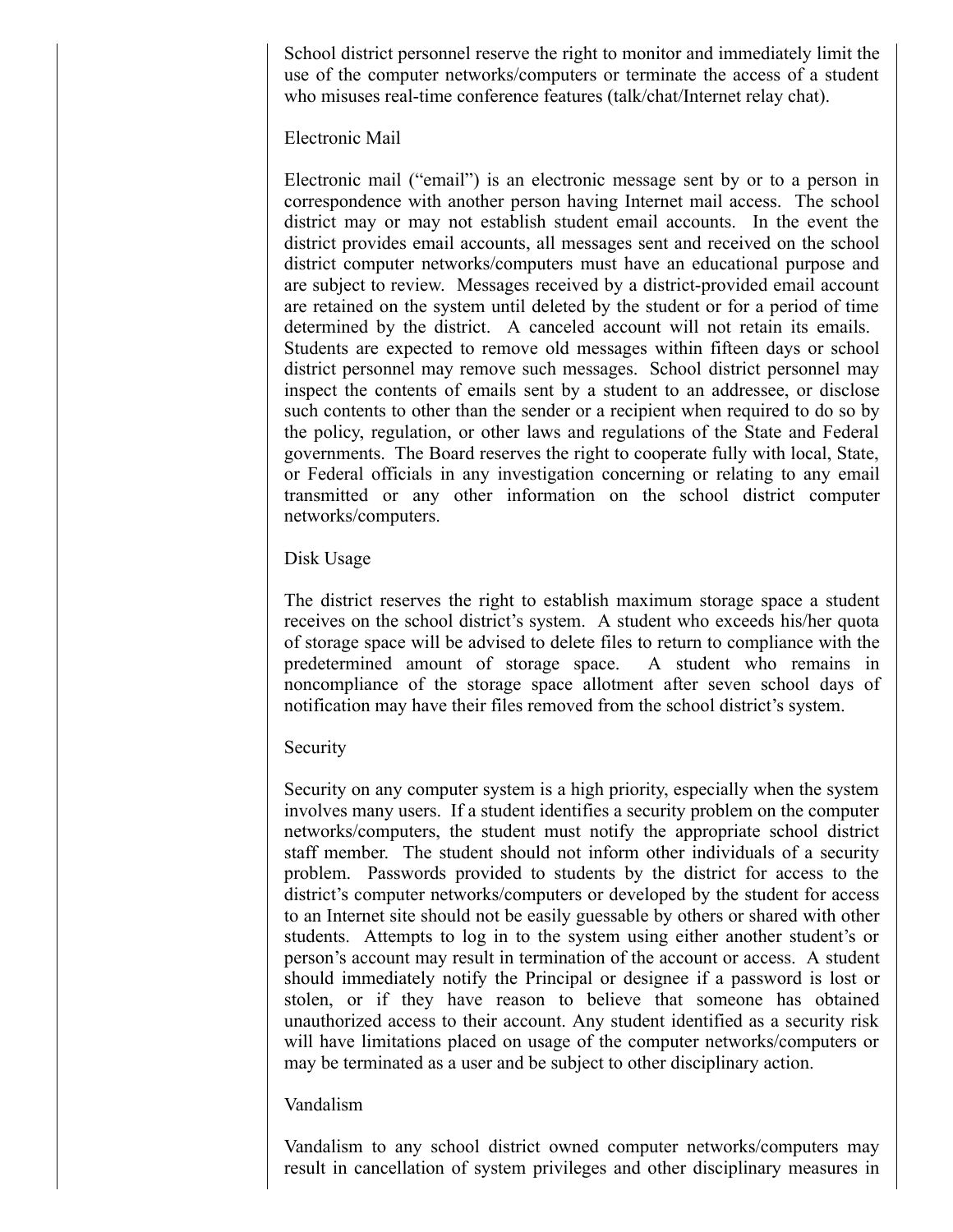School district personnel reserve the right to monitor and immediately limit the use of the computer networks/computers or terminate the access of a student who misuses real-time conference features (talk/chat/Internet relay chat).

### Electronic Mail

Electronic mail ("email") is an electronic message sent by or to a person in correspondence with another person having Internet mail access. The school district may or may not establish student email accounts. In the event the district provides email accounts, all messages sent and received on the school district computer networks/computers must have an educational purpose and are subject to review. Messages received by a district-provided email account are retained on the system until deleted by the student or for a period of time determined by the district. A canceled account will not retain its emails. Students are expected to remove old messages within fifteen days or school district personnel may remove such messages. School district personnel may inspect the contents of emails sent by a student to an addressee, or disclose such contents to other than the sender or a recipient when required to do so by the policy, regulation, or other laws and regulations of the State and Federal governments. The Board reserves the right to cooperate fully with local, State, or Federal officials in any investigation concerning or relating to any email transmitted or any other information on the school district computer networks/computers.

### Disk Usage

The district reserves the right to establish maximum storage space a student receives on the school district's system. A student who exceeds his/her quota of storage space will be advised to delete files to return to compliance with the predetermined amount of storage space. A student who remains in noncompliance of the storage space allotment after seven school days of notification may have their files removed from the school district's system.

### Security

Security on any computer system is a high priority, especially when the system involves many users. If a student identifies a security problem on the computer networks/computers, the student must notify the appropriate school district staff member. The student should not inform other individuals of a security problem. Passwords provided to students by the district for access to the district's computer networks/computers or developed by the student for access to an Internet site should not be easily guessable by others or shared with other students. Attempts to log in to the system using either another student's or person's account may result in termination of the account or access. A student should immediately notify the Principal or designee if a password is lost or stolen, or if they have reason to believe that someone has obtained unauthorized access to their account. Any student identified as a security risk will have limitations placed on usage of the computer networks/computers or may be terminated as a user and be subject to other disciplinary action.

### Vandalism

Vandalism to any school district owned computer networks/computers may result in cancellation of system privileges and other disciplinary measures in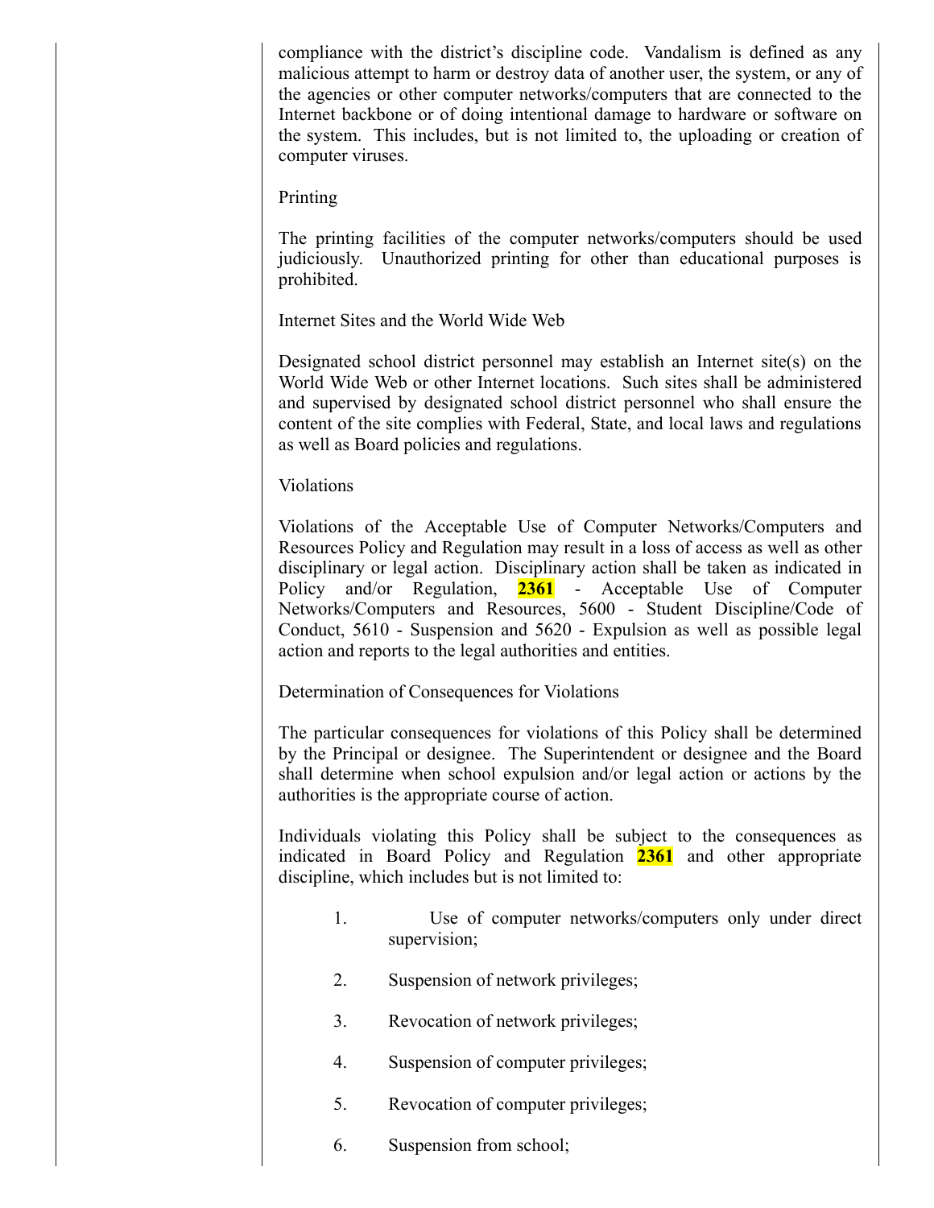compliance with the district's discipline code. Vandalism is defined as any malicious attempt to harm or destroy data of another user, the system, or any of the agencies or other computer networks/computers that are connected to the Internet backbone or of doing intentional damage to hardware or software on the system. This includes, but is not limited to, the uploading or creation of computer viruses.

Printing

The printing facilities of the computer networks/computers should be used judiciously. Unauthorized printing for other than educational purposes is prohibited.

Internet Sites and the World Wide Web

Designated school district personnel may establish an Internet site(s) on the World Wide Web or other Internet locations. Such sites shall be administered and supervised by designated school district personnel who shall ensure the content of the site complies with Federal, State, and local laws and regulations as well as Board policies and regulations.

Violations

Violations of the Acceptable Use of Computer Networks/Computers and Resources Policy and Regulation may result in a loss of access as well as other disciplinary or legal action. Disciplinary action shall be taken as indicated in Policy and/or Regulation, **2361** - Acceptable Use of Computer Networks/Computers and Resources, 5600 - Student Discipline/Code of Conduct, 5610 - Suspension and 5620 - Expulsion as well as possible legal action and reports to the legal authorities and entities.

Determination of Consequences for Violations

The particular consequences for violations of this Policy shall be determined by the Principal or designee. The Superintendent or designee and the Board shall determine when school expulsion and/or legal action or actions by the authorities is the appropriate course of action.

Individuals violating this Policy shall be subject to the consequences as indicated in Board Policy and Regulation **2361** and other appropriate discipline, which includes but is not limited to:

1. Use of computer networks/computers only under direct supervision;
2. Suspension of network privileges;
3. Revocation of network privileges;
4. Suspension of computer privileges;
5. Revocation of computer privileges;
6. Suspension from school;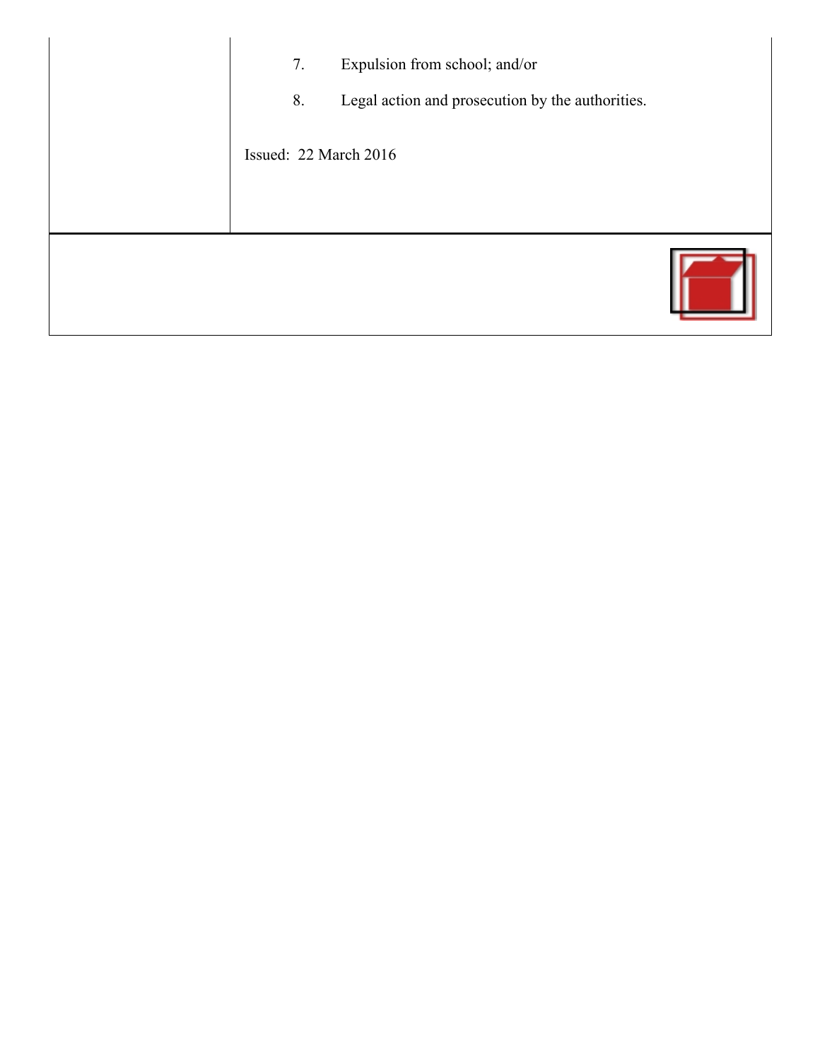7. Expulsion from school; and/or
8. Legal action and prosecution by the authorities.

Issued: 22 March 2016